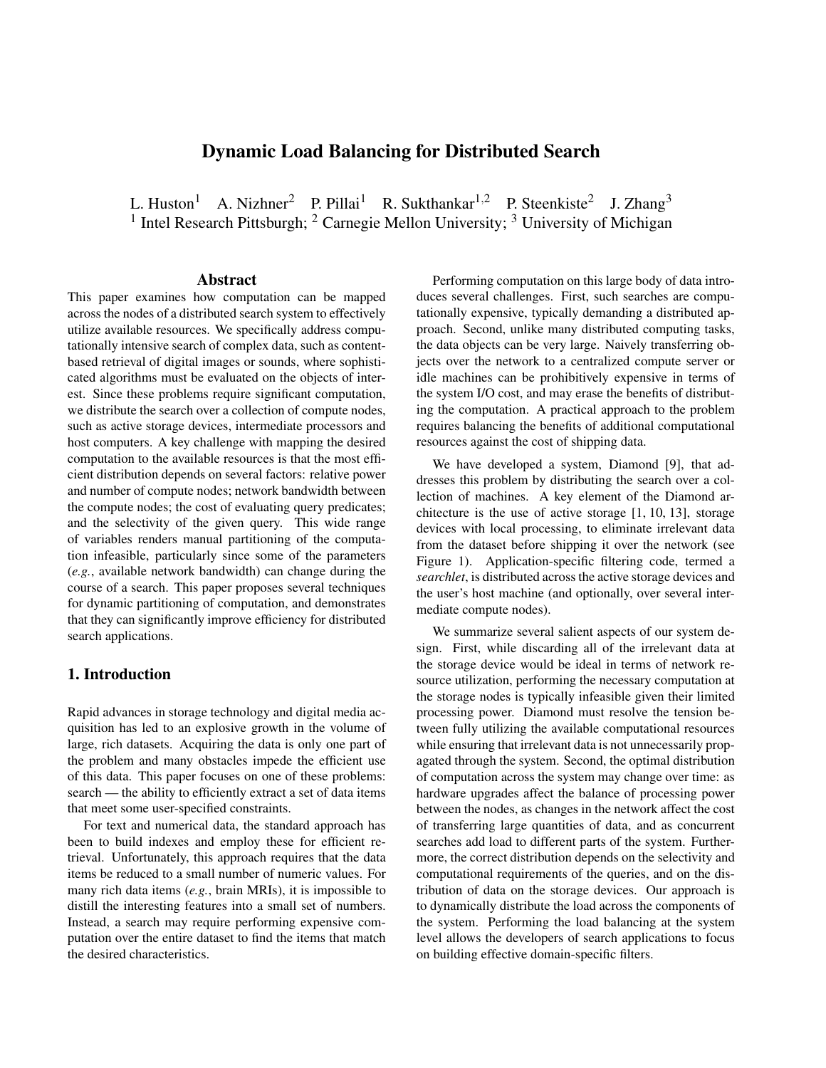# Dynamic Load Balancing for Distributed Search

L. Huston[1] A. Nizhner[2] P. Pillai[1] R. Sukthankar[1,2] P. Steenkiste[2] J. Zhang[3]
[1] Intel Research Pittsburgh; [2] Carnegie Mellon University; [3] University of Michigan

## Abstract

This paper examines how computation can be mapped across the nodes of a distributed search system to effectively utilize available resources. We specifically address computationally intensive search of complex data, such as content-based retrieval of digital images or sounds, where sophisticated algorithms must be evaluated on the objects of interest. Since these problems require significant computation, we distribute the search over a collection of compute nodes, such as active storage devices, intermediate processors and host computers. A key challenge with mapping the desired computation to the available resources is that the most efficient distribution depends on several factors: relative power and number of compute nodes; network bandwidth between the compute nodes; the cost of evaluating query predicates; and the selectivity of the given query. This wide range of variables renders manual partitioning of the computation infeasible, particularly since some of the parameters (*e.g.*, available network bandwidth) can change during the course of a search. This paper proposes several techniques for dynamic partitioning of computation, and demonstrates that they can significantly improve efficiency for distributed search applications.

## 1. Introduction

Rapid advances in storage technology and digital media acquisition has led to an explosive growth in the volume of large, rich datasets. Acquiring the data is only one part of the problem and many obstacles impede the efficient use of this data. This paper focuses on one of these problems: search — the ability to efficiently extract a set of data items that meet some user-specified constraints.

For text and numerical data, the standard approach has been to build indexes and employ these for efficient retrieval. Unfortunately, this approach requires that the data items be reduced to a small number of numeric values. For many rich data items (*e.g.*, brain MRIs), it is impossible to distill the interesting features into a small set of numbers. Instead, a search may require performing expensive computation over the entire dataset to find the items that match the desired characteristics.

Performing computation on this large body of data introduces several challenges. First, such searches are computationally expensive, typically demanding a distributed approach. Second, unlike many distributed computing tasks, the data objects can be very large. Naively transferring objects over the network to a centralized compute server or idle machines can be prohibitively expensive in terms of the system I/O cost, and may erase the benefits of distributing the computation. A practical approach to the problem requires balancing the benefits of additional computational resources against the cost of shipping data.

We have developed a system, Diamond [9], that addresses this problem by distributing the search over a collection of machines. A key element of the Diamond architecture is the use of active storage [1, 10, 13], storage devices with local processing, to eliminate irrelevant data from the dataset before shipping it over the network (see Figure 1). Application-specific filtering code, termed a *searchlet*, is distributed across the active storage devices and the user's host machine (and optionally, over several intermediate compute nodes).

We summarize several salient aspects of our system design. First, while discarding all of the irrelevant data at the storage device would be ideal in terms of network resource utilization, performing the necessary computation at the storage nodes is typically infeasible given their limited processing power. Diamond must resolve the tension between fully utilizing the available computational resources while ensuring that irrelevant data is not unnecessarily propagated through the system. Second, the optimal distribution of computation across the system may change over time: as hardware upgrades affect the balance of processing power between the nodes, as changes in the network affect the cost of transferring large quantities of data, and as concurrent searches add load to different parts of the system. Furthermore, the correct distribution depends on the selectivity and computational requirements of the queries, and on the distribution of data on the storage devices. Our approach is to dynamically distribute the load across the components of the system. Performing the load balancing at the system level allows the developers of search applications to focus on building effective domain-specific filters.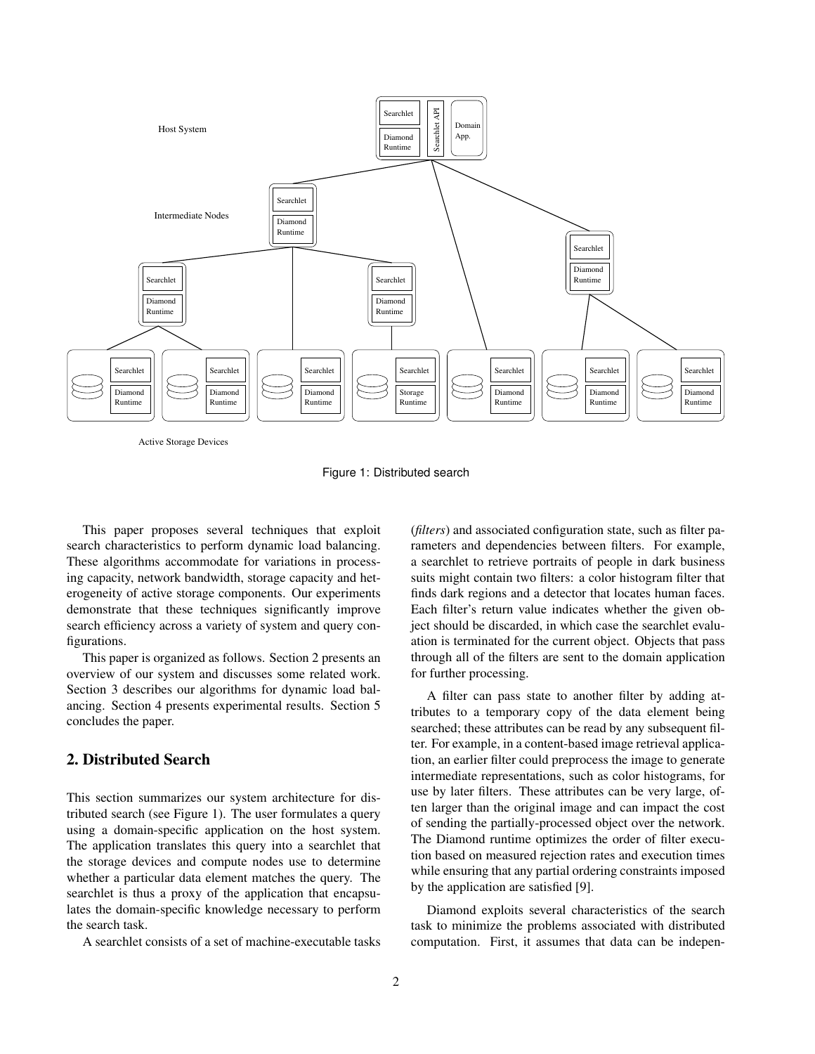Figure 1: Distributed search

This paper proposes several techniques that exploit search characteristics to perform dynamic load balancing. These algorithms accommodate for variations in processing capacity, network bandwidth, storage capacity and heterogeneity of active storage components. Our experiments demonstrate that these techniques significantly improve search efficiency across a variety of system and query configurations.

This paper is organized as follows. Section 2 presents an overview of our system and discusses some related work. Section 3 describes our algorithms for dynamic load balancing. Section 4 presents experimental results. Section 5 concludes the paper.

## 2. Distributed Search

This section summarizes our system architecture for distributed search (see Figure 1). The user formulates a query using a domain-specific application on the host system. The application translates this query into a searchlet that the storage devices and compute nodes use to determine whether a particular data element matches the query. The searchlet is thus a proxy of the application that encapsulates the domain-specific knowledge necessary to perform the search task.

A searchlet consists of a set of machine-executable tasks (*filters*) and associated configuration state, such as filter parameters and dependencies between filters. For example, a searchlet to retrieve portraits of people in dark business suits might contain two filters: a color histogram filter that finds dark regions and a detector that locates human faces. Each filter's return value indicates whether the given object should be discarded, in which case the searchlet evaluation is terminated for the current object. Objects that pass through all of the filters are sent to the domain application for further processing.

A filter can pass state to another filter by adding attributes to a temporary copy of the data element being searched; these attributes can be read by any subsequent filter. For example, in a content-based image retrieval application, an earlier filter could preprocess the image to generate intermediate representations, such as color histograms, for use by later filters. These attributes can be very large, often larger than the original image and can impact the cost of sending the partially-processed object over the network. The Diamond runtime optimizes the order of filter execution based on measured rejection rates and execution times while ensuring that any partial ordering constraints imposed by the application are satisfied [9].

Diamond exploits several characteristics of the search task to minimize the problems associated with distributed computation. First, it assumes that data can be indepen-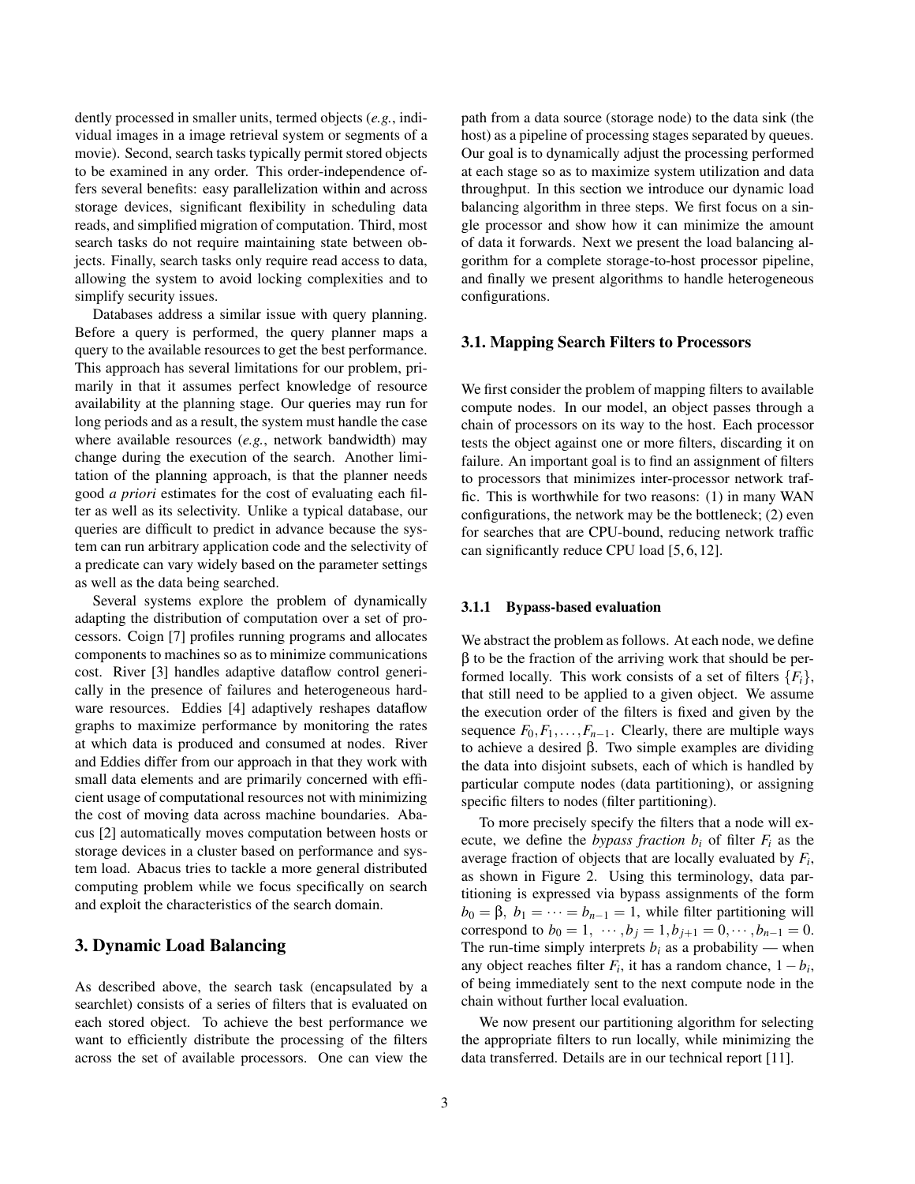dently processed in smaller units, termed objects (*e.g.*, individual images in a image retrieval system or segments of a movie). Second, search tasks typically permit stored objects to be examined in any order. This order-independence offers several benefits: easy parallelization within and across storage devices, significant flexibility in scheduling data reads, and simplified migration of computation. Third, most search tasks do not require maintaining state between objects. Finally, search tasks only require read access to data, allowing the system to avoid locking complexities and to simplify security issues.

Databases address a similar issue with query planning. Before a query is performed, the query planner maps a query to the available resources to get the best performance. This approach has several limitations for our problem, primarily in that it assumes perfect knowledge of resource availability at the planning stage. Our queries may run for long periods and as a result, the system must handle the case where available resources (*e.g.*, network bandwidth) may change during the execution of the search. Another limitation of the planning approach, is that the planner needs good *a priori* estimates for the cost of evaluating each filter as well as its selectivity. Unlike a typical database, our queries are difficult to predict in advance because the system can run arbitrary application code and the selectivity of a predicate can vary widely based on the parameter settings as well as the data being searched.

Several systems explore the problem of dynamically adapting the distribution of computation over a set of processors. Coign [7] profiles running programs and allocates components to machines so as to minimize communications cost. River [3] handles adaptive dataflow control generically in the presence of failures and heterogeneous hardware resources. Eddies [4] adaptively reshapes dataflow graphs to maximize performance by monitoring the rates at which data is produced and consumed at nodes. River and Eddies differ from our approach in that they work with small data elements and are primarily concerned with efficient usage of computational resources not with minimizing the cost of moving data across machine boundaries. Abacus [2] automatically moves computation between hosts or storage devices in a cluster based on performance and system load. Abacus tries to tackle a more general distributed computing problem while we focus specifically on search and exploit the characteristics of the search domain.

## 3. Dynamic Load Balancing

As described above, the search task (encapsulated by a searchlet) consists of a series of filters that is evaluated on each stored object. To achieve the best performance we want to efficiently distribute the processing of the filters across the set of available processors. One can view the path from a data source (storage node) to the data sink (the host) as a pipeline of processing stages separated by queues. Our goal is to dynamically adjust the processing performed at each stage so as to maximize system utilization and data throughput. In this section we introduce our dynamic load balancing algorithm in three steps. We first focus on a single processor and show how it can minimize the amount of data it forwards. Next we present the load balancing algorithm for a complete storage-to-host processor pipeline, and finally we present algorithms to handle heterogeneous configurations.

### 3.1. Mapping Search Filters to Processors

We first consider the problem of mapping filters to available compute nodes. In our model, an object passes through a chain of processors on its way to the host. Each processor tests the object against one or more filters, discarding it on failure. An important goal is to find an assignment of filters to processors that minimizes inter-processor network traffic. This is worthwhile for two reasons: (1) in many WAN configurations, the network may be the bottleneck; (2) even for searches that are CPU-bound, reducing network traffic can significantly reduce CPU load [5, 6, 12].

#### 3.1.1 Bypass-based evaluation

We abstract the problem as follows. At each node, we define $\beta$ to be the fraction of the arriving work that should be performed locally. This work consists of a set of filters $\{F_i\}$, that still need to be applied to a given object. We assume the execution order of the filters is fixed and given by the sequence $F_0, F_1, \ldots, F_{n-1}$. Clearly, there are multiple ways to achieve a desired $\beta$. Two simple examples are dividing the data into disjoint subsets, each of which is handled by particular compute nodes (data partitioning), or assigning specific filters to nodes (filter partitioning).

To more precisely specify the filters that a node will execute, we define the *bypass fraction* $b_i$ of filter $F_i$ as the average fraction of objects that are locally evaluated by $F_i$, as shown in Figure 2. Using this terminology, data partitioning is expressed via bypass assignments of the form $b_0 = \beta,\ b_1 = \cdots = b_{n-1} = 1$, while filter partitioning will correspond to $b_0 = 1,\ \cdots, b_j = 1, b_{j+1} = 0, \cdots, b_{n-1} = 0$. The run-time simply interprets $b_i$ as a probability — when any object reaches filter $F_i$, it has a random chance, $1 - b_i$, of being immediately sent to the next compute node in the chain without further local evaluation.

We now present our partitioning algorithm for selecting the appropriate filters to run locally, while minimizing the data transferred. Details are in our technical report [11].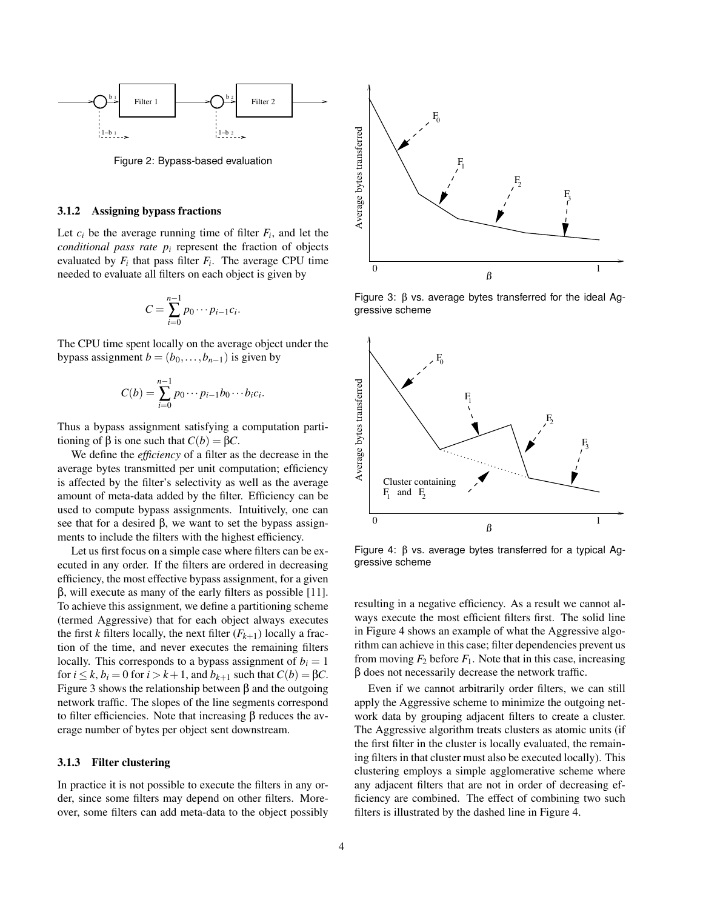Figure 2: Bypass-based evaluation

#### 3.1.2 Assigning bypass fractions

Let $c_i$ be the average running time of filter $F_i$, and let the *conditional pass rate* $p_i$ represent the fraction of objects evaluated by $F_i$ that pass filter $F_i$. The average CPU time needed to evaluate all filters on each object is given by

$$C = \sum_{i=0}^{n-1} p_0 \cdots p_{i-1} c_i.$$

The CPU time spent locally on the average object under the bypass assignment $b = (b_0, \ldots, b_{n-1})$ is given by

$$C(b) = \sum_{i=0}^{n-1} p_0 \cdots p_{i-1} b_0 \cdots b_i c_i.$$

Thus a bypass assignment satisfying a computation partitioning of $\beta$ is one such that $C(b) = \beta C$.

We define the *efficiency* of a filter as the decrease in the average bytes transmitted per unit computation; efficiency is affected by the filter's selectivity as well as the average amount of meta-data added by the filter. Efficiency can be used to compute bypass assignments. Intuitively, one can see that for a desired $\beta$, we want to set the bypass assignments to include the filters with the highest efficiency.

Let us first focus on a simple case where filters can be executed in any order. If the filters are ordered in decreasing efficiency, the most effective bypass assignment, for a given $\beta$, will execute as many of the early filters as possible [11]. To achieve this assignment, we define a partitioning scheme (termed Aggressive) that for each object always executes the first $k$ filters locally, the next filter ($F_{k+1}$) locally a fraction of the time, and never executes the remaining filters locally. This corresponds to a bypass assignment of $b_i = 1$ for $i \leq k$, $b_i = 0$ for $i > k+1$, and $b_{k+1}$ such that $C(b) = \beta C$. Figure 3 shows the relationship between $\beta$ and the outgoing network traffic. The slopes of the line segments correspond to filter efficiencies. Note that increasing $\beta$ reduces the average number of bytes per object sent downstream.

#### 3.1.3 Filter clustering

In practice it is not possible to execute the filters in any order, since some filters may depend on other filters. Moreover, some filters can add meta-data to the object possibly resulting in a negative efficiency. As a result we cannot always execute the most efficient filters first. The solid line in Figure 4 shows an example of what the Aggressive algorithm can achieve in this case; filter dependencies prevent us from moving $F_2$ before $F_1$. Note that in this case, increasing $\beta$ does not necessarily decrease the network traffic.

Even if we cannot arbitrarily order filters, we can still apply the Aggressive scheme to minimize the outgoing network data by grouping adjacent filters to create a cluster. The Aggressive algorithm treats clusters as atomic units (if the first filter in the cluster is locally evaluated, the remaining filters in that cluster must also be executed locally). This clustering employs a simple agglomerative scheme where any adjacent filters that are not in order of decreasing efficiency are combined. The effect of combining two such filters is illustrated by the dashed line in Figure 4.

Figure 3: $\beta$ vs. average bytes transferred for the ideal Aggressive scheme

Figure 4: $\beta$ vs. average bytes transferred for a typical Aggressive scheme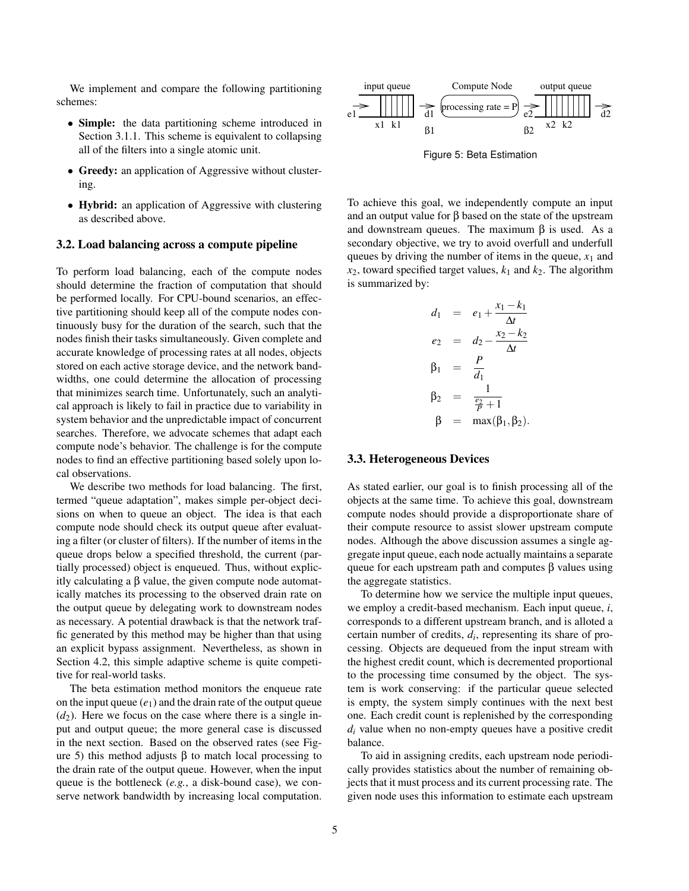We implement and compare the following partitioning schemes:

- **Simple:** the data partitioning scheme introduced in Section 3.1.1. This scheme is equivalent to collapsing all of the filters into a single atomic unit.
- **Greedy:** an application of Aggressive without clustering.
- **Hybrid:** an application of Aggressive with clustering as described above.

### 3.2. Load balancing across a compute pipeline

To perform load balancing, each of the compute nodes should determine the fraction of computation that should be performed locally. For CPU-bound scenarios, an effective partitioning should keep all of the compute nodes continuously busy for the duration of the search, such that the nodes finish their tasks simultaneously. Given complete and accurate knowledge of processing rates at all nodes, objects stored on each active storage device, and the network bandwidths, one could determine the allocation of processing that minimizes search time. Unfortunately, such an analytical approach is likely to fail in practice due to variability in system behavior and the unpredictable impact of concurrent searches. Therefore, we advocate schemes that adapt each compute node's behavior. The challenge is for the compute nodes to find an effective partitioning based solely upon local observations.

We describe two methods for load balancing. The first, termed "queue adaptation", makes simple per-object decisions on when to queue an object. The idea is that each compute node should check its output queue after evaluating a filter (or cluster of filters). If the number of items in the queue drops below a specified threshold, the current (partially processed) object is enqueued. Thus, without explicitly calculating a $\beta$ value, the given compute node automatically matches its processing to the observed drain rate on the output queue by delegating work to downstream nodes as necessary. A potential drawback is that the network traffic generated by this method may be higher than that using an explicit bypass assignment. Nevertheless, as shown in Section 4.2, this simple adaptive scheme is quite competitive for real-world tasks.

The beta estimation method monitors the enqueue rate on the input queue ($e_1$) and the drain rate of the output queue ($d_2$). Here we focus on the case where there is a single input and output queue; the more general case is discussed in the next section. Based on the observed rates (see Figure 5) this method adjusts $\beta$ to match local processing to the drain rate of the output queue. However, when the input queue is the bottleneck (*e.g.*, a disk-bound case), we conserve network bandwidth by increasing local computation.

Figure 5: Beta Estimation

To achieve this goal, we independently compute an input and an output value for $\beta$ based on the state of the upstream and downstream queues. The maximum $\beta$ is used. As a secondary objective, we try to avoid overfull and underfull queues by driving the number of items in the queue, $x_1$ and $x_2$, toward specified target values, $k_1$ and $k_2$. The algorithm is summarized by:

$$
\begin{aligned}
d_1 &= e_1 + \frac{x_1 - k_1}{\Delta t} \\
e_2 &= d_2 - \frac{x_2 - k_2}{\Delta t} \\
\beta_1 &= \frac{P}{d_1} \\
\beta_2 &= \frac{1}{\frac{e_2}{P} + 1} \\
\beta &= \max(\beta_1, \beta_2).
\end{aligned}
$$

### 3.3. Heterogeneous Devices

As stated earlier, our goal is to finish processing all of the objects at the same time. To achieve this goal, downstream compute nodes should provide a disproportionate share of their compute resource to assist slower upstream compute nodes. Although the above discussion assumes a single aggregate input queue, each node actually maintains a separate queue for each upstream path and computes $\beta$ values using the aggregate statistics.

To determine how we service the multiple input queues, we employ a credit-based mechanism. Each input queue, $i$, corresponds to a different upstream branch, and is alloted a certain number of credits, $d_i$, representing its share of processing. Objects are dequeued from the input stream with the highest credit count, which is decremented proportional to the processing time consumed by the object. The system is work conserving: if the particular queue selected is empty, the system simply continues with the next best one. Each credit count is replenished by the corresponding $d_i$ value when no non-empty queues have a positive credit balance.

To aid in assigning credits, each upstream node periodically provides statistics about the number of remaining objects that it must process and its current processing rate. The given node uses this information to estimate each upstream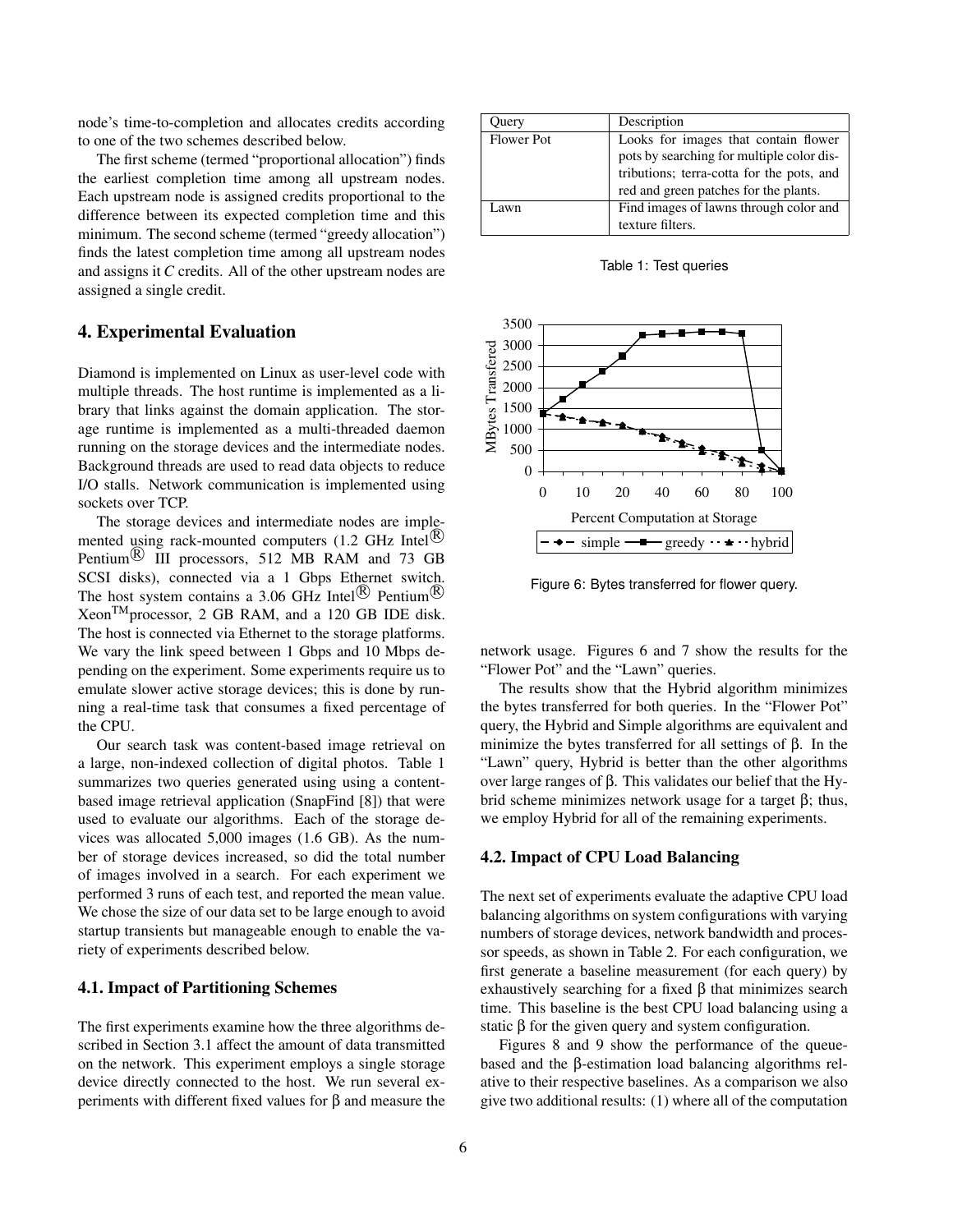node's time-to-completion and allocates credits according to one of the two schemes described below.

The first scheme (termed "proportional allocation") finds the earliest completion time among all upstream nodes. Each upstream node is assigned credits proportional to the difference between its expected completion time and this minimum. The second scheme (termed "greedy allocation") finds the latest completion time among all upstream nodes and assigns it $C$ credits. All of the other upstream nodes are assigned a single credit.

## 4. Experimental Evaluation

Diamond is implemented on Linux as user-level code with multiple threads. The host runtime is implemented as a library that links against the domain application. The storage runtime is implemented as a multi-threaded daemon running on the storage devices and the intermediate nodes. Background threads are used to read data objects to reduce I/O stalls. Network communication is implemented using sockets over TCP.

The storage devices and intermediate nodes are implemented using rack-mounted computers (1.2 GHz Intel® Pentium® III processors, 512 MB RAM and 73 GB SCSI disks), connected via a 1 Gbps Ethernet switch. The host system contains a 3.06 GHz Intel® Pentium® Xeon™processor, 2 GB RAM, and a 120 GB IDE disk. The host is connected via Ethernet to the storage platforms. We vary the link speed between 1 Gbps and 10 Mbps depending on the experiment. Some experiments require us to emulate slower active storage devices; this is done by running a real-time task that consumes a fixed percentage of the CPU.

Our search task was content-based image retrieval on a large, non-indexed collection of digital photos. Table 1 summarizes two queries generated using using a content-based image retrieval application (SnapFind [8]) that were used to evaluate our algorithms. Each of the storage devices was allocated 5,000 images (1.6 GB). As the number of storage devices increased, so did the total number of images involved in a search. For each experiment we performed 3 runs of each test, and reported the mean value. We chose the size of our data set to be large enough to avoid startup transients but manageable enough to enable the variety of experiments described below.

### 4.1. Impact of Partitioning Schemes

The first experiments examine how the three algorithms described in Section 3.1 affect the amount of data transmitted on the network. This experiment employs a single storage device directly connected to the host. We run several experiments with different fixed values for $\beta$ and measure the network usage. Figures 6 and 7 show the results for the "Flower Pot" and the "Lawn" queries.

| Query | Description |
|---|---|
| Flower Pot | Looks for images that contain flower pots by searching for multiple color distributions; terra-cotta for the pots, and red and green patches for the plants. |
| Lawn | Find images of lawns through color and texture filters. |

Table 1: Test queries

Figure 6: Bytes transferred for flower query.

The results show that the Hybrid algorithm minimizes the bytes transferred for both queries. In the "Flower Pot" query, the Hybrid and Simple algorithms are equivalent and minimize the bytes transferred for all settings of $\beta$. In the "Lawn" query, Hybrid is better than the other algorithms over large ranges of $\beta$. This validates our belief that the Hybrid scheme minimizes network usage for a target $\beta$; thus, we employ Hybrid for all of the remaining experiments.

### 4.2. Impact of CPU Load Balancing

The next set of experiments evaluate the adaptive CPU load balancing algorithms on system configurations with varying numbers of storage devices, network bandwidth and processor speeds, as shown in Table 2. For each configuration, we first generate a baseline measurement (for each query) by exhaustively searching for a fixed $\beta$ that minimizes search time. This baseline is the best CPU load balancing using a static $\beta$ for the given query and system configuration.

Figures 8 and 9 show the performance of the queue-based and the $\beta$-estimation load balancing algorithms relative to their respective baselines. As a comparison we also give two additional results: (1) where all of the computation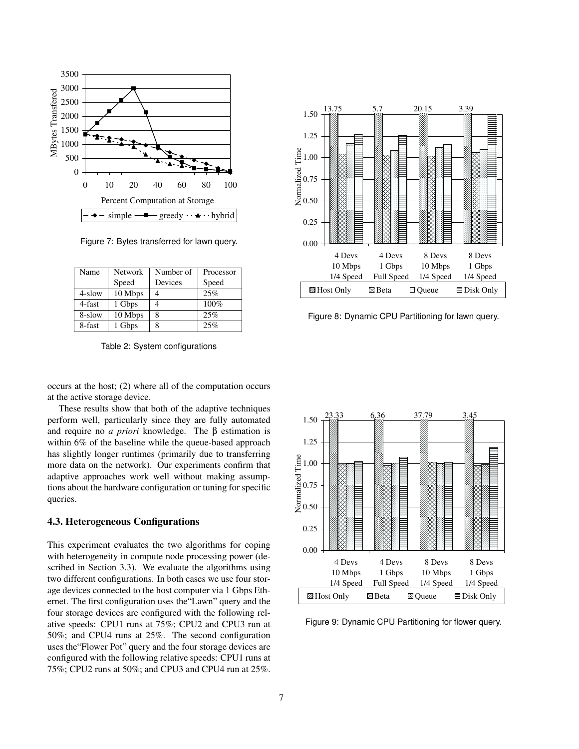Figure 7: Bytes transferred for lawn query.

| Name | Network Speed | Number of Devices | Processor Speed |
|---|---|---|---|
| 4-slow | 10 Mbps | 4 | 25% |
| 4-fast | 1 Gbps | 4 | 100% |
| 8-slow | 10 Mbps | 8 | 25% |
| 8-fast | 1 Gbps | 8 | 25% |

Table 2: System configurations

occurs at the host; (2) where all of the computation occurs at the active storage device.

These results show that both of the adaptive techniques perform well, particularly since they are fully automated and require no *a priori* knowledge. The β estimation is within 6% of the baseline while the queue-based approach has slightly longer runtimes (primarily due to transferring more data on the network). Our experiments confirm that adaptive approaches work well without making assumptions about the hardware configuration or tuning for specific queries.

### 4.3. Heterogeneous Configurations

This experiment evaluates the two algorithms for coping with heterogeneity in compute node processing power (described in Section 3.3). We evaluate the algorithms using two different configurations. In both cases we use four storage devices connected to the host computer via 1 Gbps Ethernet. The first configuration uses the"Lawn" query and the four storage devices are configured with the following relative speeds: CPU1 runs at 75%; CPU2 and CPU3 run at 50%; and CPU4 runs at 25%. The second configuration uses the"Flower Pot" query and the four storage devices are configured with the following relative speeds: CPU1 runs at 75%; CPU2 runs at 50%; and CPU3 and CPU4 run at 25%.

Figure 8: Dynamic CPU Partitioning for lawn query.

Figure 9: Dynamic CPU Partitioning for flower query.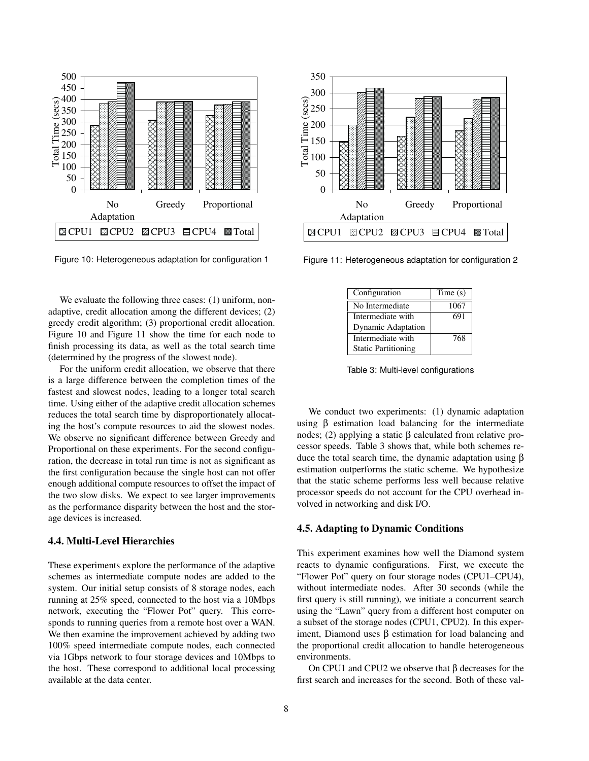Figure 10: Heterogeneous adaptation for configuration 1

Figure 11: Heterogeneous adaptation for configuration 2

We evaluate the following three cases: (1) uniform, non-adaptive, credit allocation among the different devices; (2) greedy credit algorithm; (3) proportional credit allocation. Figure 10 and Figure 11 show the time for each node to finish processing its data, as well as the total search time (determined by the progress of the slowest node).

For the uniform credit allocation, we observe that there is a large difference between the completion times of the fastest and slowest nodes, leading to a longer total search time. Using either of the adaptive credit allocation schemes reduces the total search time by disproportionately allocating the host's compute resources to aid the slowest nodes. We observe no significant difference between Greedy and Proportional on these experiments. For the second configuration, the decrease in total run time is not as significant as the first configuration because the single host can not offer enough additional compute resources to offset the impact of the two slow disks. We expect to see larger improvements as the performance disparity between the host and the storage devices is increased.

### 4.4. Multi-Level Hierarchies

These experiments explore the performance of the adaptive schemes as intermediate compute nodes are added to the system. Our initial setup consists of 8 storage nodes, each running at 25% speed, connected to the host via a 10Mbps network, executing the "Flower Pot" query. This corresponds to running queries from a remote host over a WAN. We then examine the improvement achieved by adding two 100% speed intermediate compute nodes, each connected via 1Gbps network to four storage devices and 10Mbps to the host. These correspond to additional local processing available at the data center.

| Configuration | Time (s) |
|---|---|
| No Intermediate | 1067 |
| Intermediate with Dynamic Adaptation | 691 |
| Intermediate with Static Partitioning | 768 |

Table 3: Multi-level configurations

We conduct two experiments: (1) dynamic adaptation using β estimation load balancing for the intermediate nodes; (2) applying a static β calculated from relative processor speeds. Table 3 shows that, while both schemes reduce the total search time, the dynamic adaptation using β estimation outperforms the static scheme. We hypothesize that the static scheme performs less well because relative processor speeds do not account for the CPU overhead involved in networking and disk I/O.

### 4.5. Adapting to Dynamic Conditions

This experiment examines how well the Diamond system reacts to dynamic configurations. First, we execute the "Flower Pot" query on four storage nodes (CPU1–CPU4), without intermediate nodes. After 30 seconds (while the first query is still running), we initiate a concurrent search using the "Lawn" query from a different host computer on a subset of the storage nodes (CPU1, CPU2). In this experiment, Diamond uses β estimation for load balancing and the proportional credit allocation to handle heterogeneous environments.

On CPU1 and CPU2 we observe that β decreases for the first search and increases for the second. Both of these val-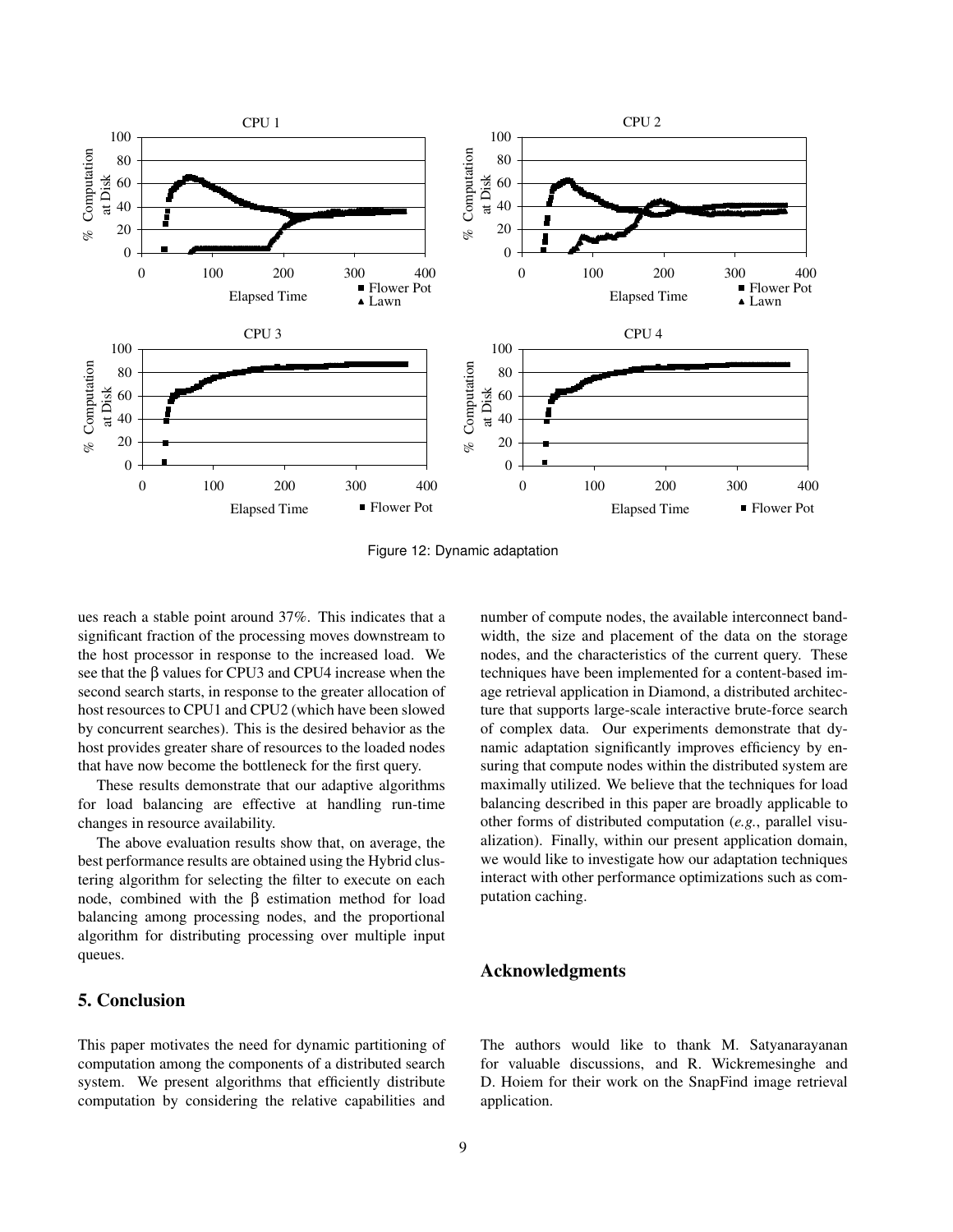Figure 12: Dynamic adaptation

ues reach a stable point around 37%. This indicates that a significant fraction of the processing moves downstream to the host processor in response to the increased load. We see that the β values for CPU3 and CPU4 increase when the second search starts, in response to the greater allocation of host resources to CPU1 and CPU2 (which have been slowed by concurrent searches). This is the desired behavior as the host provides greater share of resources to the loaded nodes that have now become the bottleneck for the first query.

These results demonstrate that our adaptive algorithms for load balancing are effective at handling run-time changes in resource availability.

The above evaluation results show that, on average, the best performance results are obtained using the Hybrid clustering algorithm for selecting the filter to execute on each node, combined with the β estimation method for load balancing among processing nodes, and the proportional algorithm for distributing processing over multiple input queues.

## 5. Conclusion

This paper motivates the need for dynamic partitioning of computation among the components of a distributed search system. We present algorithms that efficiently distribute computation by considering the relative capabilities and number of compute nodes, the available interconnect bandwidth, the size and placement of the data on the storage nodes, and the characteristics of the current query. These techniques have been implemented for a content-based image retrieval application in Diamond, a distributed architecture that supports large-scale interactive brute-force search of complex data. Our experiments demonstrate that dynamic adaptation significantly improves efficiency by ensuring that compute nodes within the distributed system are maximally utilized. We believe that the techniques for load balancing described in this paper are broadly applicable to other forms of distributed computation (*e.g.*, parallel visualization). Finally, within our present application domain, we would like to investigate how our adaptation techniques interact with other performance optimizations such as computation caching.

## Acknowledgments

The authors would like to thank M. Satyanarayanan for valuable discussions, and R. Wickremesinghe and D. Hoiem for their work on the SnapFind image retrieval application.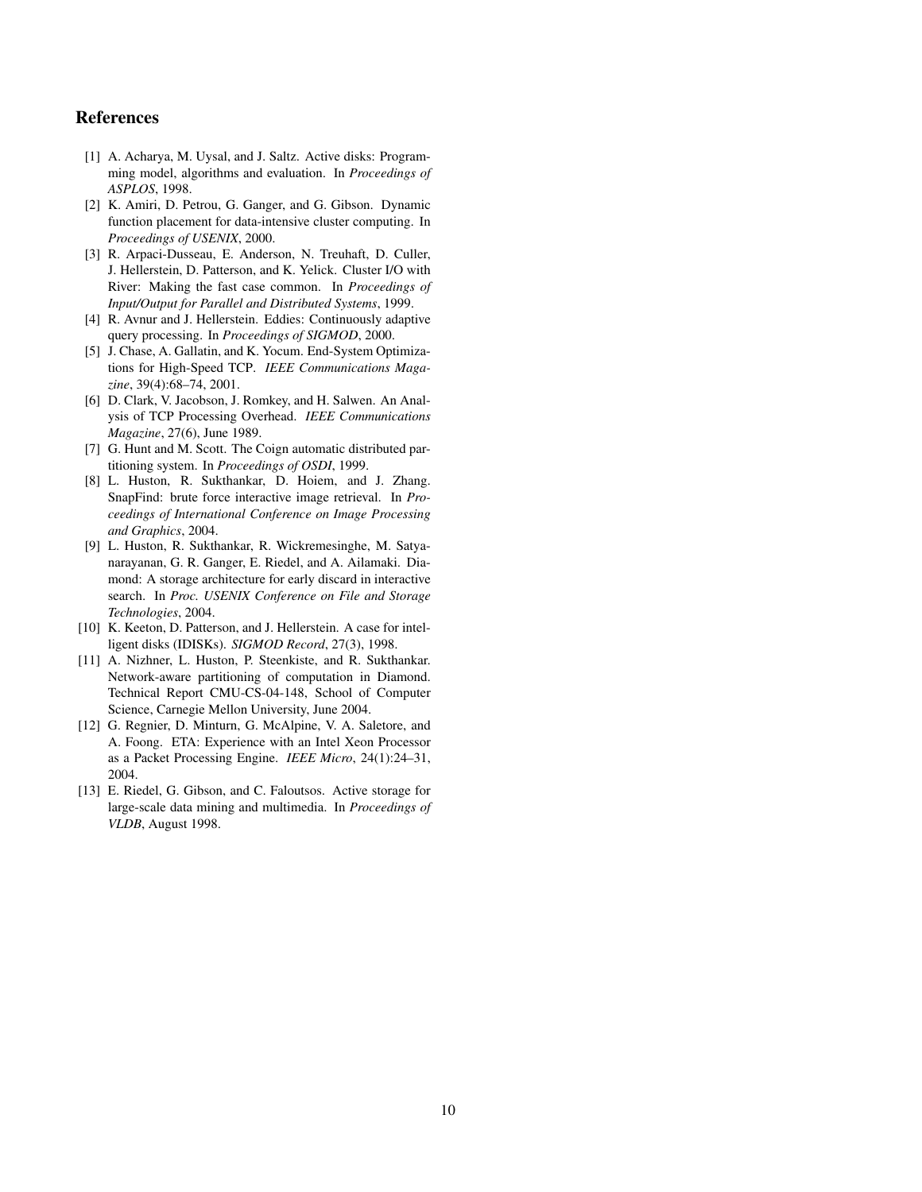## References

[1] A. Acharya, M. Uysal, and J. Saltz. Active disks: Programming model, algorithms and evaluation. In *Proceedings of ASPLOS*, 1998.

[2] K. Amiri, D. Petrou, G. Ganger, and G. Gibson. Dynamic function placement for data-intensive cluster computing. In *Proceedings of USENIX*, 2000.

[3] R. Arpaci-Dusseau, E. Anderson, N. Treuhaft, D. Culler, J. Hellerstein, D. Patterson, and K. Yelick. Cluster I/O with River: Making the fast case common. In *Proceedings of Input/Output for Parallel and Distributed Systems*, 1999.

[4] R. Avnur and J. Hellerstein. Eddies: Continuously adaptive query processing. In *Proceedings of SIGMOD*, 2000.

[5] J. Chase, A. Gallatin, and K. Yocum. End-System Optimizations for High-Speed TCP. *IEEE Communications Magazine*, 39(4):68–74, 2001.

[6] D. Clark, V. Jacobson, J. Romkey, and H. Salwen. An Analysis of TCP Processing Overhead. *IEEE Communications Magazine*, 27(6), June 1989.

[7] G. Hunt and M. Scott. The Coign automatic distributed partitioning system. In *Proceedings of OSDI*, 1999.

[8] L. Huston, R. Sukthankar, D. Hoiem, and J. Zhang. SnapFind: brute force interactive image retrieval. In *Proceedings of International Conference on Image Processing and Graphics*, 2004.

[9] L. Huston, R. Sukthankar, R. Wickremesinghe, M. Satyanarayanan, G. R. Ganger, E. Riedel, and A. Ailamaki. Diamond: A storage architecture for early discard in interactive search. In *Proc. USENIX Conference on File and Storage Technologies*, 2004.

[10] K. Keeton, D. Patterson, and J. Hellerstein. A case for intelligent disks (IDISKs). *SIGMOD Record*, 27(3), 1998.

[11] A. Nizhner, L. Huston, P. Steenkiste, and R. Sukthankar. Network-aware partitioning of computation in Diamond. Technical Report CMU-CS-04-148, School of Computer Science, Carnegie Mellon University, June 2004.

[12] G. Regnier, D. Minturn, G. McAlpine, V. A. Saletore, and A. Foong. ETA: Experience with an Intel Xeon Processor as a Packet Processing Engine. *IEEE Micro*, 24(1):24–31, 2004.

[13] E. Riedel, G. Gibson, and C. Faloutsos. Active storage for large-scale data mining and multimedia. In *Proceedings of VLDB*, August 1998.